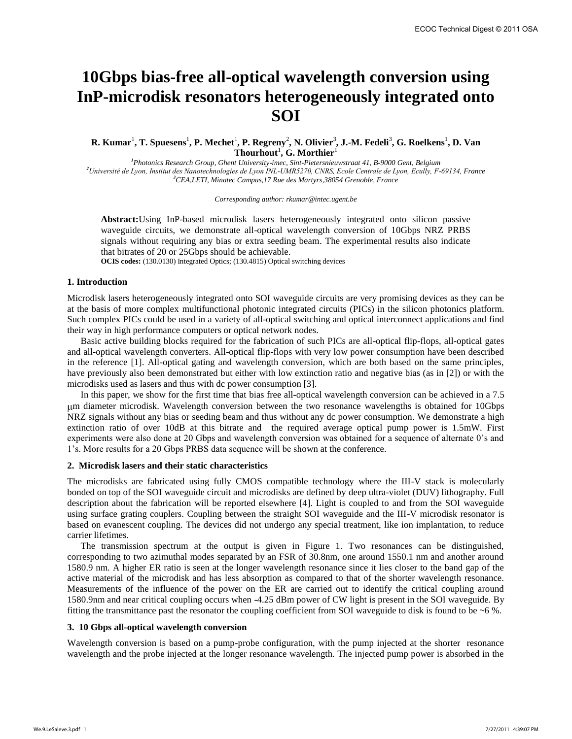# 10Gbps bias-free all-optical wavelength conversion using InP-microdisk resonators heterogeneously integrated onto SOI

**R. Kumar**[1], **T. Spuesens**[1], **P. Mechet**[1], **P. Regreny**[2], **N. Olivier**[3], **J.-M. Fedeli**[3], **G. Roelkens**[1], **D. Van Thourhout**[1], **G. Morthier**[1]

[1]*Photonics Research Group, Ghent University-imec, Sint-Pietersnieuwstraat 41, B-9000 Gent, Belgium*
[2]*Université de Lyon, Institut des Nanotechnologies de Lyon INL-UMR5270, CNRS, Ecole Centrale de Lyon, Ecully, F-69134, France*
[3]*CEA,LETI, Minatec Campus,17 Rue des Martyrs,38054 Grenoble, France*

*Corresponding author: rkumar@intec.ugent.be*

**Abstract:** Using InP-based microdisk lasers heterogeneously integrated onto silicon passive waveguide circuits, we demonstrate all-optical wavelength conversion of 10Gbps NRZ PRBS signals without requiring any bias or extra seeding beam. The experimental results also indicate that bitrates of 20 or 25Gbps should be achievable.
**OCIS codes:** (130.0130) Integrated Optics; (130.4815) Optical switching devices

## 1. Introduction

Microdisk lasers heterogeneously integrated onto SOI waveguide circuits are very promising devices as they can be at the basis of more complex multifunctional photonic integrated circuits (PICs) in the silicon photonics platform. Such complex PICs could be used in a variety of all-optical switching and optical interconnect applications and find their way in high performance computers or optical network nodes.

Basic active building blocks required for the fabrication of such PICs are all-optical flip-flops, all-optical gates and all-optical wavelength converters. All-optical flip-flops with very low power consumption have been described in the reference [1]. All-optical gating and wavelength conversion, which are both based on the same principles, have previously also been demonstrated but either with low extinction ratio and negative bias (as in [2]) or with the microdisks used as lasers and thus with dc power consumption [3].

In this paper, we show for the first time that bias free all-optical wavelength conversion can be achieved in a 7.5 μm diameter microdisk. Wavelength conversion between the two resonance wavelengths is obtained for 10Gbps NRZ signals without any bias or seeding beam and thus without any dc power consumption. We demonstrate a high extinction ratio of over 10dB at this bitrate and the required average optical pump power is 1.5mW. First experiments were also done at 20 Gbps and wavelength conversion was obtained for a sequence of alternate 0's and 1's. More results for a 20 Gbps PRBS data sequence will be shown at the conference.

## 2. Microdisk lasers and their static characteristics

The microdisks are fabricated using fully CMOS compatible technology where the III-V stack is molecularly bonded on top of the SOI waveguide circuit and microdisks are defined by deep ultra-violet (DUV) lithography. Full description about the fabrication will be reported elsewhere [4]. Light is coupled to and from the SOI waveguide using surface grating couplers. Coupling between the straight SOI waveguide and the III-V microdisk resonator is based on evanescent coupling. The devices did not undergo any special treatment, like ion implantation, to reduce carrier lifetimes.

The transmission spectrum at the output is given in Figure 1. Two resonances can be distinguished, corresponding to two azimuthal modes separated by an FSR of 30.8nm, one around 1550.1 nm and another around 1580.9 nm. A higher ER ratio is seen at the longer wavelength resonance since it lies closer to the band gap of the active material of the microdisk and has less absorption as compared to that of the shorter wavelength resonance. Measurements of the influence of the power on the ER are carried out to identify the critical coupling around 1580.9nm and near critical coupling occurs when -4.25 dBm power of CW light is present in the SOI waveguide. By fitting the transmittance past the resonator the coupling coefficient from SOI waveguide to disk is found to be ~6 %.

## 3. 10 Gbps all-optical wavelength conversion

Wavelength conversion is based on a pump-probe configuration, with the pump injected at the shorter resonance wavelength and the probe injected at the longer resonance wavelength. The injected pump power is absorbed in the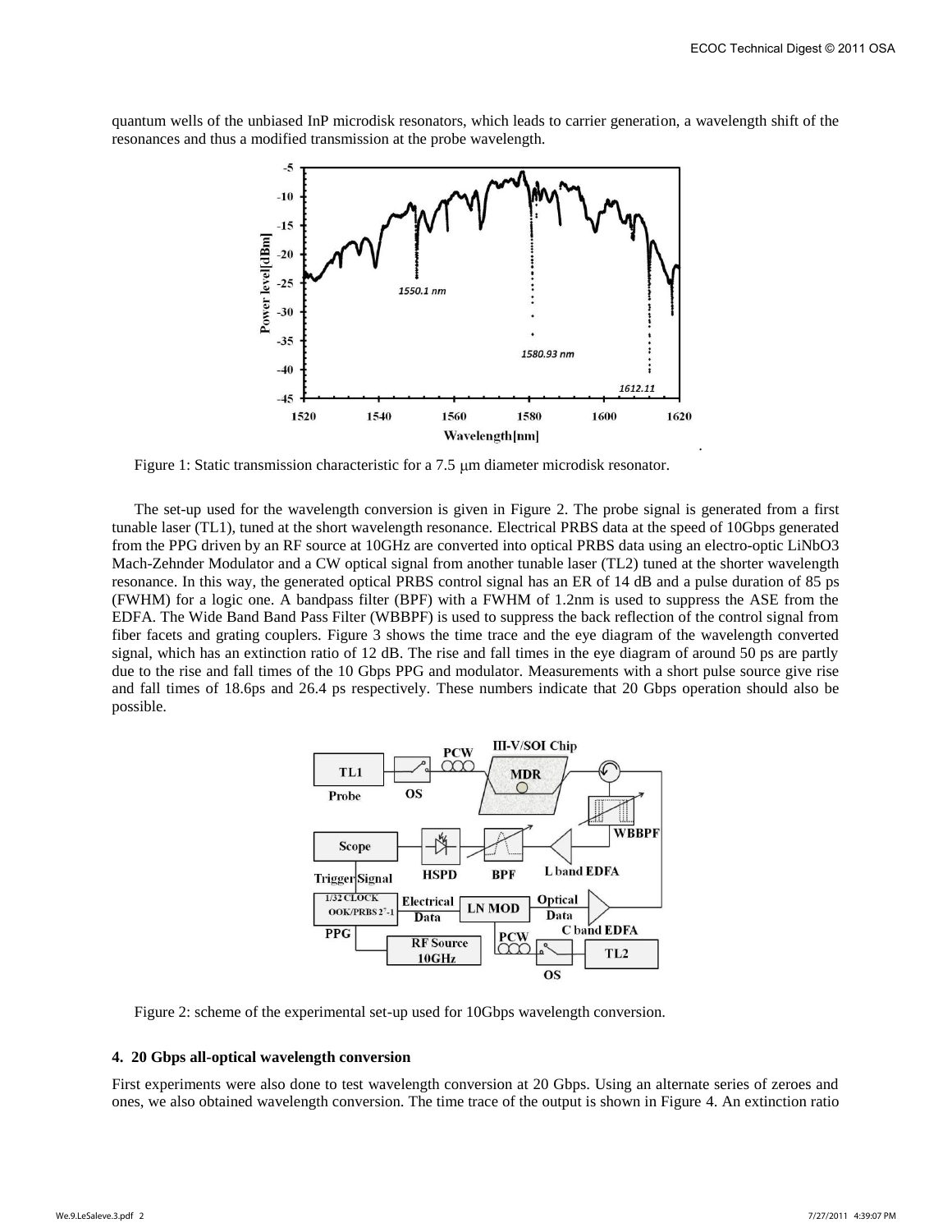quantum wells of the unbiased InP microdisk resonators, which leads to carrier generation, a wavelength shift of the resonances and thus a modified transmission at the probe wavelength.

Figure 1: Static transmission characteristic for a 7.5 μm diameter microdisk resonator.

The set-up used for the wavelength conversion is given in Figure 2. The probe signal is generated from a first tunable laser (TL1), tuned at the short wavelength resonance. Electrical PRBS data at the speed of 10Gbps generated from the PPG driven by an RF source at 10GHz are converted into optical PRBS data using an electro-optic LiNbO3 Mach-Zehnder Modulator and a CW optical signal from another tunable laser (TL2) tuned at the shorter wavelength resonance. In this way, the generated optical PRBS control signal has an ER of 14 dB and a pulse duration of 85 ps (FWHM) for a logic one. A bandpass filter (BPF) with a FWHM of 1.2nm is used to suppress the ASE from the EDFA. The Wide Band Band Pass Filter (WBBPF) is used to suppress the back reflection of the control signal from fiber facets and grating couplers. Figure 3 shows the time trace and the eye diagram of the wavelength converted signal, which has an extinction ratio of 12 dB. The rise and fall times in the eye diagram of around 50 ps are partly due to the rise and fall times of the 10 Gbps PPG and modulator. Measurements with a short pulse source give rise and fall times of 18.6ps and 26.4 ps respectively. These numbers indicate that 20 Gbps operation should also be possible.

Figure 2: scheme of the experimental set-up used for 10Gbps wavelength conversion.

#### 4. 20 Gbps all-optical wavelength conversion

First experiments were also done to test wavelength conversion at 20 Gbps. Using an alternate series of zeroes and ones, we also obtained wavelength conversion. The time trace of the output is shown in Figure 4. An extinction ratio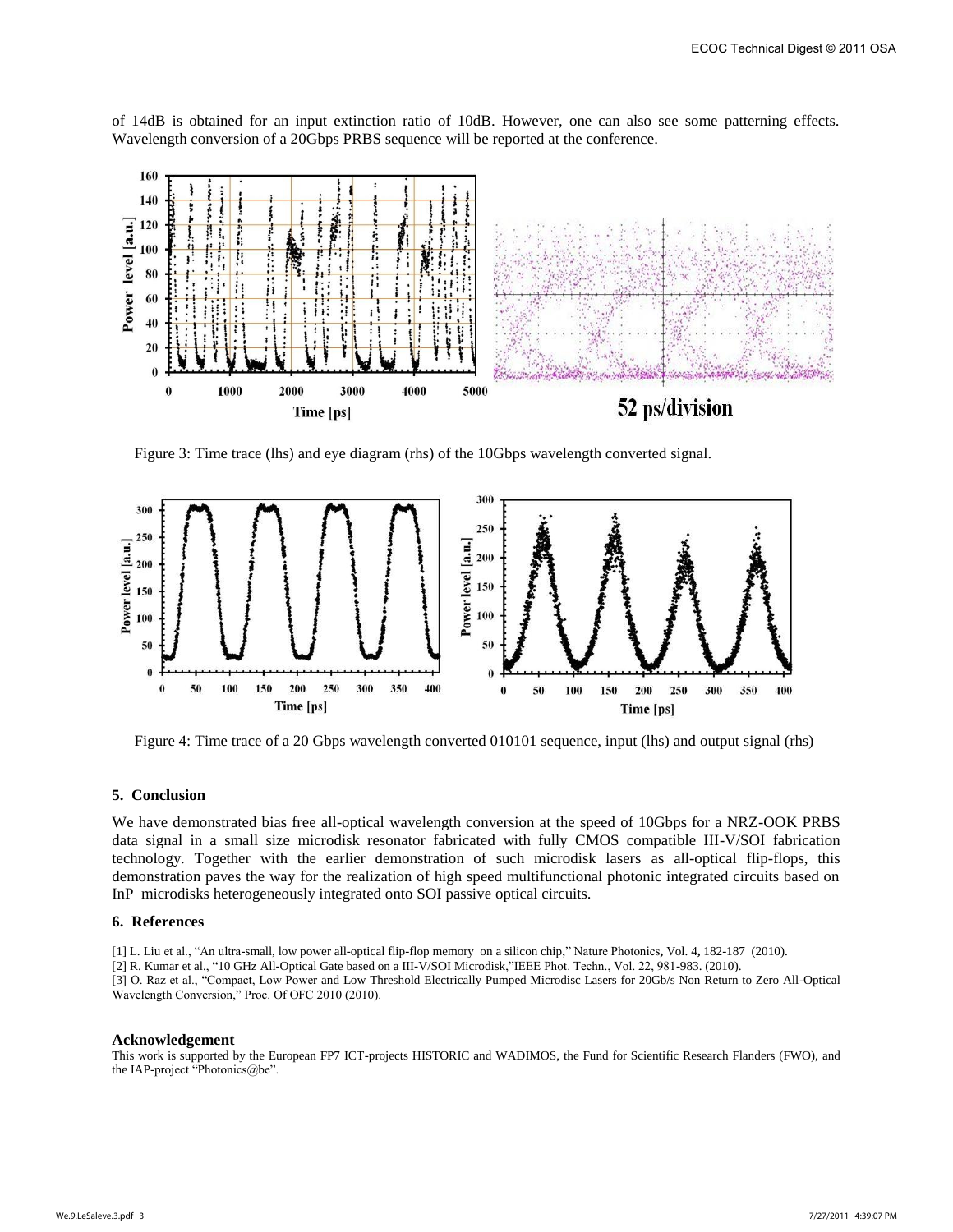of 14dB is obtained for an input extinction ratio of 10dB. However, one can also see some patterning effects. Wavelength conversion of a 20Gbps PRBS sequence will be reported at the conference.

Power level [a.u.]
160
140
120
100
80
60
40
20
0
0 1000 2000 3000 4000 5000
Time [ps]

52 ps/division

Figure 3: Time trace (lhs) and eye diagram (rhs) of the 10Gbps wavelength converted signal.

Power level [a.u.]
300
250
200
150
100
50
0
0 50 100 150 200 250 300 350 400
Time [ps]

Power level [a.u.]
300
250
200
150
100
50
0
0 50 100 150 200 250 300 350 400
Time [ps]

Figure 4: Time trace of a 20 Gbps wavelength converted 010101 sequence, input (lhs) and output signal (rhs)

## 5. Conclusion

We have demonstrated bias free all-optical wavelength conversion at the speed of 10Gbps for a NRZ-OOK PRBS data signal in a small size microdisk resonator fabricated with fully CMOS compatible III-V/SOI fabrication technology. Together with the earlier demonstration of such microdisk lasers as all-optical flip-flops, this demonstration paves the way for the realization of high speed multifunctional photonic integrated circuits based on InP microdisks heterogeneously integrated onto SOI passive optical circuits.

## 6. References

[1] L. Liu et al., "An ultra-small, low power all-optical flip-flop memory on a silicon chip," Nature Photonics, Vol. 4, 182-187 (2010).
[2] R. Kumar et al., "10 GHz All-Optical Gate based on a III-V/SOI Microdisk,"IEEE Phot. Techn., Vol. 22, 981-983. (2010).
[3] O. Raz et al., "Compact, Low Power and Low Threshold Electrically Pumped Microdisc Lasers for 20Gb/s Non Return to Zero All-Optical Wavelength Conversion," Proc. Of OFC 2010 (2010).

### Acknowledgement

This work is supported by the European FP7 ICT-projects HISTORIC and WADIMOS, the Fund for Scientific Research Flanders (FWO), and the IAP-project "Photonics@be".